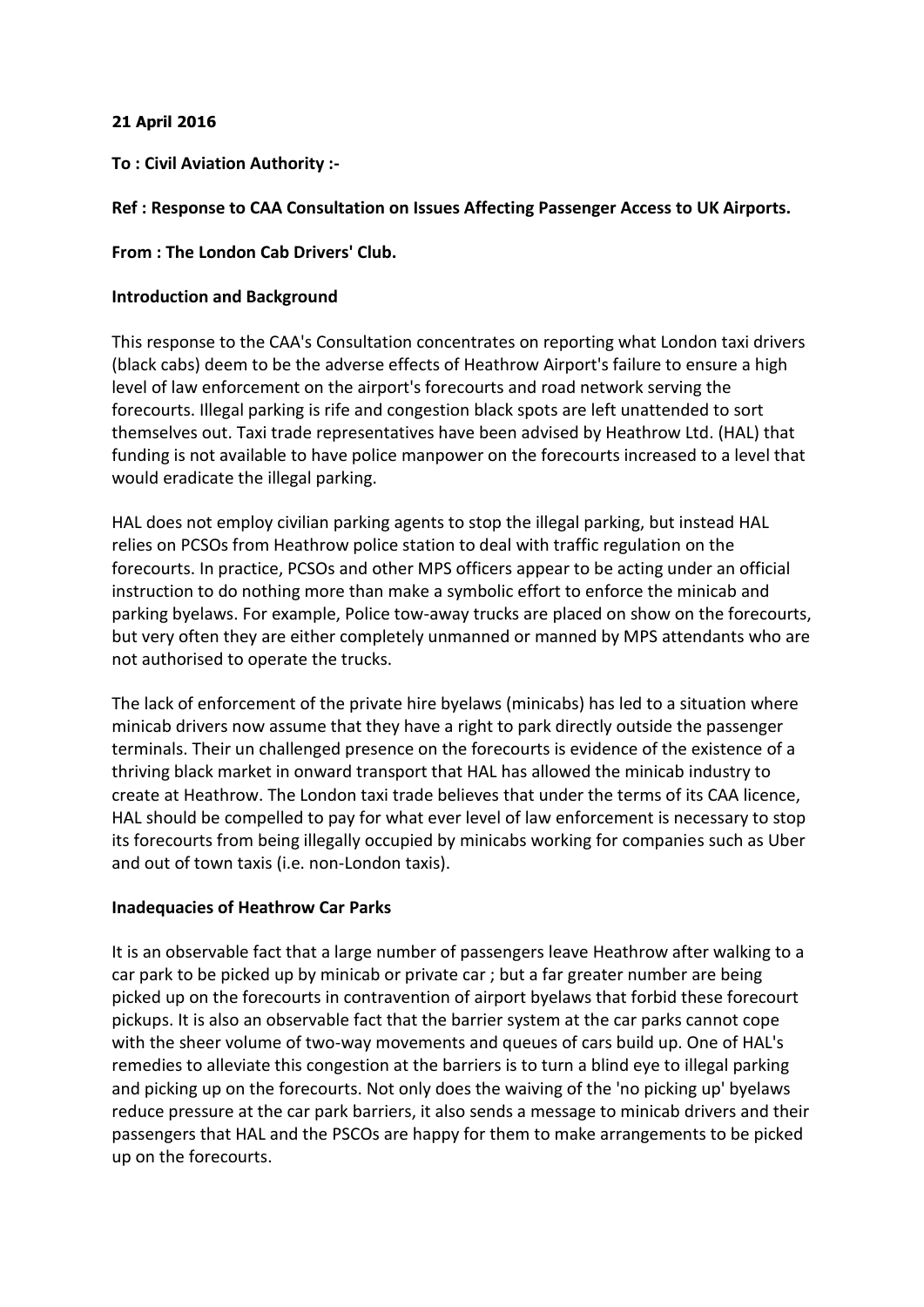**21 April 2016**

**To : Civil Aviation Authority :-**

**Ref : Response to CAA Consultation on Issues Affecting Passenger Access to UK Airports.**

**From : The London Cab Drivers' Club.**

**Introduction and Background**

This response to the CAA's Consultation concentrates on reporting what London taxi drivers (black cabs) deem to be the adverse effects of Heathrow Airport's failure to ensure a high level of law enforcement on the airport's forecourts and road network serving the forecourts. Illegal parking is rife and congestion black spots are left unattended to sort themselves out. Taxi trade representatives have been advised by Heathrow Ltd. (HAL) that funding is not available to have police manpower on the forecourts increased to a level that would eradicate the illegal parking.

HAL does not employ civilian parking agents to stop the illegal parking, but instead HAL relies on PCSOs from Heathrow police station to deal with traffic regulation on the forecourts. In practice, PCSOs and other MPS officers appear to be acting under an official instruction to do nothing more than make a symbolic effort to enforce the minicab and parking byelaws. For example, Police tow-away trucks are placed on show on the forecourts, but very often they are either completely unmanned or manned by MPS attendants who are not authorised to operate the trucks.

The lack of enforcement of the private hire byelaws (minicabs) has led to a situation where minicab drivers now assume that they have a right to park directly outside the passenger terminals. Their un challenged presence on the forecourts is evidence of the existence of a thriving black market in onward transport that HAL has allowed the minicab industry to create at Heathrow. The London taxi trade believes that under the terms of its CAA licence, HAL should be compelled to pay for what ever level of law enforcement is necessary to stop its forecourts from being illegally occupied by minicabs working for companies such as Uber and out of town taxis (i.e. non-London taxis).

**Inadequacies of Heathrow Car Parks**

It is an observable fact that a large number of passengers leave Heathrow after walking to a car park to be picked up by minicab or private car ; but a far greater number are being picked up on the forecourts in contravention of airport byelaws that forbid these forecourt pickups. It is also an observable fact that the barrier system at the car parks cannot cope with the sheer volume of two-way movements and queues of cars build up. One of HAL's remedies to alleviate this congestion at the barriers is to turn a blind eye to illegal parking and picking up on the forecourts. Not only does the waiving of the 'no picking up' byelaws reduce pressure at the car park barriers, it also sends a message to minicab drivers and their passengers that HAL and the PSCOs are happy for them to make arrangements to be picked up on the forecourts.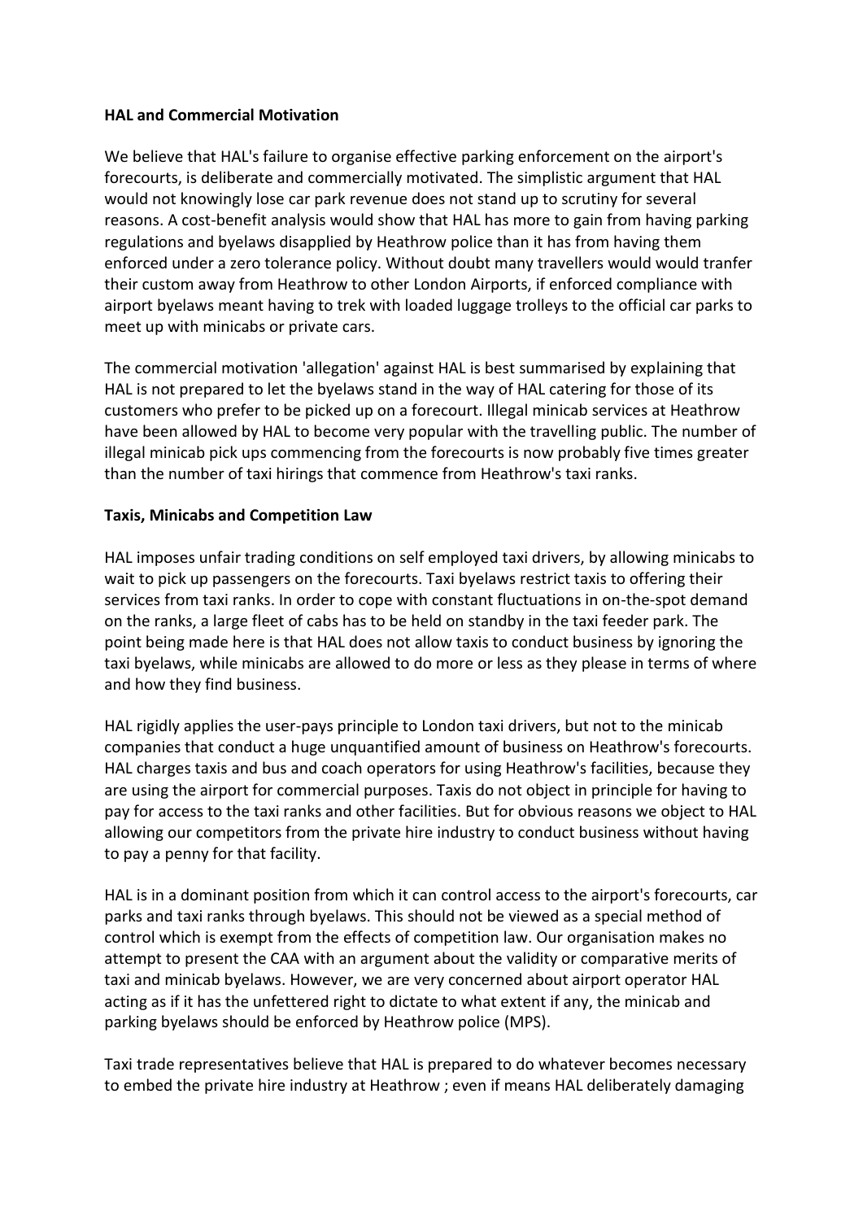**HAL and Commercial Motivation**

We believe that HAL's failure to organise effective parking enforcement on the airport's forecourts, is deliberate and commercially motivated. The simplistic argument that HAL would not knowingly lose car park revenue does not stand up to scrutiny for several reasons. A cost-benefit analysis would show that HAL has more to gain from having parking regulations and byelaws disapplied by Heathrow police than it has from having them enforced under a zero tolerance policy. Without doubt many travellers would would tranfer their custom away from Heathrow to other London Airports, if enforced compliance with airport byelaws meant having to trek with loaded luggage trolleys to the official car parks to meet up with minicabs or private cars.

The commercial motivation 'allegation' against HAL is best summarised by explaining that HAL is not prepared to let the byelaws stand in the way of HAL catering for those of its customers who prefer to be picked up on a forecourt. Illegal minicab services at Heathrow have been allowed by HAL to become very popular with the travelling public. The number of illegal minicab pick ups commencing from the forecourts is now probably five times greater than the number of taxi hirings that commence from Heathrow's taxi ranks.

**Taxis, Minicabs and Competition Law**

HAL imposes unfair trading conditions on self employed taxi drivers, by allowing minicabs to wait to pick up passengers on the forecourts. Taxi byelaws restrict taxis to offering their services from taxi ranks. In order to cope with constant fluctuations in on-the-spot demand on the ranks, a large fleet of cabs has to be held on standby in the taxi feeder park. The point being made here is that HAL does not allow taxis to conduct business by ignoring the taxi byelaws, while minicabs are allowed to do more or less as they please in terms of where and how they find business.

HAL rigidly applies the user-pays principle to London taxi drivers, but not to the minicab companies that conduct a huge unquantified amount of business on Heathrow's forecourts. HAL charges taxis and bus and coach operators for using Heathrow's facilities, because they are using the airport for commercial purposes. Taxis do not object in principle for having to pay for access to the taxi ranks and other facilities. But for obvious reasons we object to HAL allowing our competitors from the private hire industry to conduct business without having to pay a penny for that facility.

HAL is in a dominant position from which it can control access to the airport's forecourts, car parks and taxi ranks through byelaws. This should not be viewed as a special method of control which is exempt from the effects of competition law. Our organisation makes no attempt to present the CAA with an argument about the validity or comparative merits of taxi and minicab byelaws. However, we are very concerned about airport operator HAL acting as if it has the unfettered right to dictate to what extent if any, the minicab and parking byelaws should be enforced by Heathrow police (MPS).

Taxi trade representatives believe that HAL is prepared to do whatever becomes necessary to embed the private hire industry at Heathrow ; even if means HAL deliberately damaging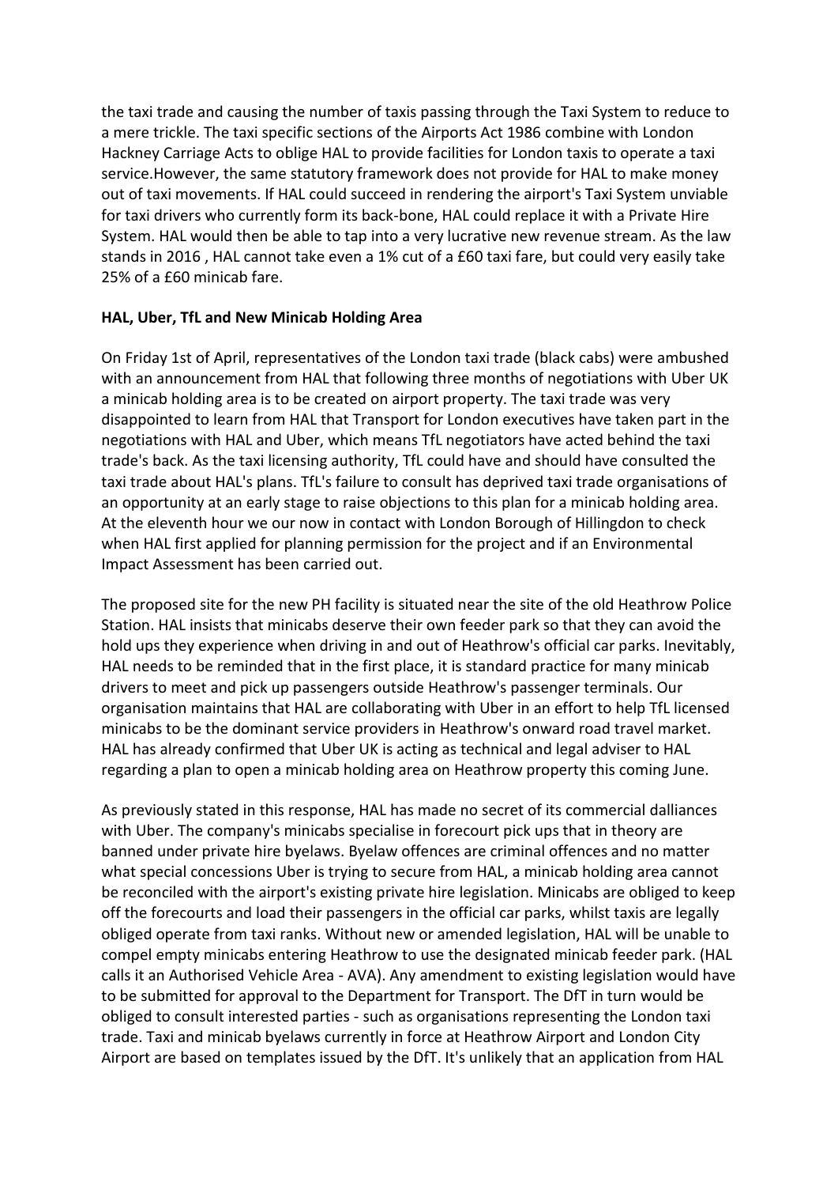the taxi trade and causing the number of taxis passing through the Taxi System to reduce to a mere trickle. The taxi specific sections of the Airports Act 1986 combine with London Hackney Carriage Acts to oblige HAL to provide facilities for London taxis to operate a taxi service.However, the same statutory framework does not provide for HAL to make money out of taxi movements. If HAL could succeed in rendering the airport's Taxi System unviable for taxi drivers who currently form its back-bone, HAL could replace it with a Private Hire System. HAL would then be able to tap into a very lucrative new revenue stream. As the law stands in 2016 , HAL cannot take even a 1% cut of a £60 taxi fare, but could very easily take 25% of a £60 minicab fare.

**HAL, Uber, TfL and New Minicab Holding Area**

On Friday 1st of April, representatives of the London taxi trade (black cabs) were ambushed with an announcement from HAL that following three months of negotiations with Uber UK a minicab holding area is to be created on airport property. The taxi trade was very disappointed to learn from HAL that Transport for London executives have taken part in the negotiations with HAL and Uber, which means TfL negotiators have acted behind the taxi trade's back. As the taxi licensing authority, TfL could have and should have consulted the taxi trade about HAL's plans. TfL's failure to consult has deprived taxi trade organisations of an opportunity at an early stage to raise objections to this plan for a minicab holding area. At the eleventh hour we our now in contact with London Borough of Hillingdon to check when HAL first applied for planning permission for the project and if an Environmental Impact Assessment has been carried out.

The proposed site for the new PH facility is situated near the site of the old Heathrow Police Station. HAL insists that minicabs deserve their own feeder park so that they can avoid the hold ups they experience when driving in and out of Heathrow's official car parks. Inevitably, HAL needs to be reminded that in the first place, it is standard practice for many minicab drivers to meet and pick up passengers outside Heathrow's passenger terminals. Our organisation maintains that HAL are collaborating with Uber in an effort to help TfL licensed minicabs to be the dominant service providers in Heathrow's onward road travel market. HAL has already confirmed that Uber UK is acting as technical and legal adviser to HAL regarding a plan to open a minicab holding area on Heathrow property this coming June.

As previously stated in this response, HAL has made no secret of its commercial dalliances with Uber. The company's minicabs specialise in forecourt pick ups that in theory are banned under private hire byelaws. Byelaw offences are criminal offences and no matter what special concessions Uber is trying to secure from HAL, a minicab holding area cannot be reconciled with the airport's existing private hire legislation. Minicabs are obliged to keep off the forecourts and load their passengers in the official car parks, whilst taxis are legally obliged operate from taxi ranks. Without new or amended legislation, HAL will be unable to compel empty minicabs entering Heathrow to use the designated minicab feeder park. (HAL calls it an Authorised Vehicle Area - AVA). Any amendment to existing legislation would have to be submitted for approval to the Department for Transport. The DfT in turn would be obliged to consult interested parties - such as organisations representing the London taxi trade. Taxi and minicab byelaws currently in force at Heathrow Airport and London City Airport are based on templates issued by the DfT. It's unlikely that an application from HAL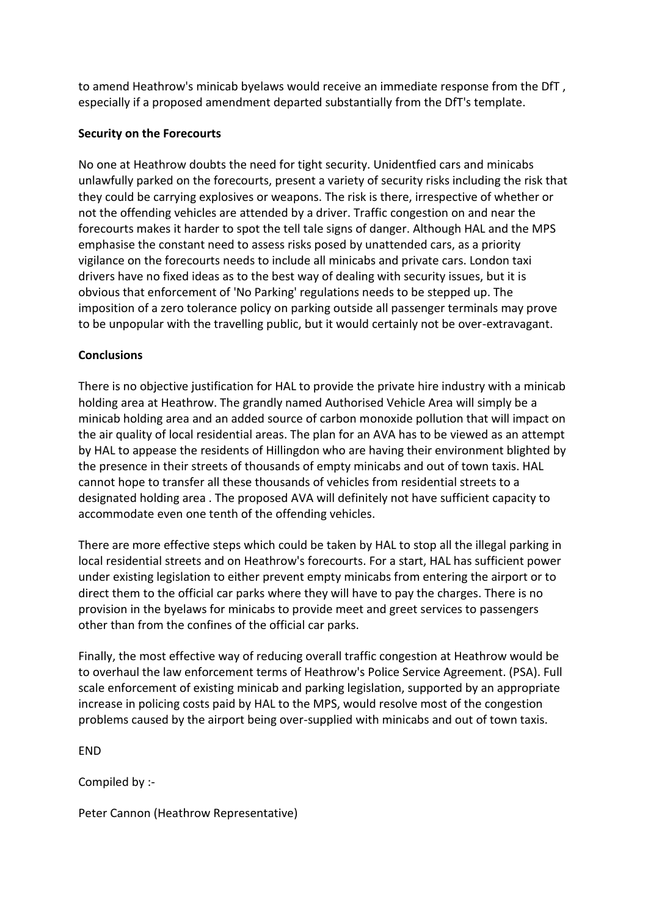to amend Heathrow's minicab byelaws would receive an immediate response from the DfT , especially if a proposed amendment departed substantially from the DfT's template.

**Security on the Forecourts**

No one at Heathrow doubts the need for tight security. Unidentfied cars and minicabs unlawfully parked on the forecourts, present a variety of security risks including the risk that they could be carrying explosives or weapons. The risk is there, irrespective of whether or not the offending vehicles are attended by a driver. Traffic congestion on and near the forecourts makes it harder to spot the tell tale signs of danger. Although HAL and the MPS emphasise the constant need to assess risks posed by unattended cars, as a priority vigilance on the forecourts needs to include all minicabs and private cars. London taxi drivers have no fixed ideas as to the best way of dealing with security issues, but it is obvious that enforcement of 'No Parking' regulations needs to be stepped up. The imposition of a zero tolerance policy on parking outside all passenger terminals may prove to be unpopular with the travelling public, but it would certainly not be over-extravagant.

**Conclusions**

There is no objective justification for HAL to provide the private hire industry with a minicab holding area at Heathrow. The grandly named Authorised Vehicle Area will simply be a minicab holding area and an added source of carbon monoxide pollution that will impact on the air quality of local residential areas. The plan for an AVA has to be viewed as an attempt by HAL to appease the residents of Hillingdon who are having their environment blighted by the presence in their streets of thousands of empty minicabs and out of town taxis. HAL cannot hope to transfer all these thousands of vehicles from residential streets to a designated holding area . The proposed AVA will definitely not have sufficient capacity to accommodate even one tenth of the offending vehicles.

There are more effective steps which could be taken by HAL to stop all the illegal parking in local residential streets and on Heathrow's forecourts. For a start, HAL has sufficient power under existing legislation to either prevent empty minicabs from entering the airport or to direct them to the official car parks where they will have to pay the charges. There is no provision in the byelaws for minicabs to provide meet and greet services to passengers other than from the confines of the official car parks.

Finally, the most effective way of reducing overall traffic congestion at Heathrow would be to overhaul the law enforcement terms of Heathrow's Police Service Agreement. (PSA). Full scale enforcement of existing minicab and parking legislation, supported by an appropriate increase in policing costs paid by HAL to the MPS, would resolve most of the congestion problems caused by the airport being over-supplied with minicabs and out of town taxis.

END

Compiled by :-

Peter Cannon (Heathrow Representative)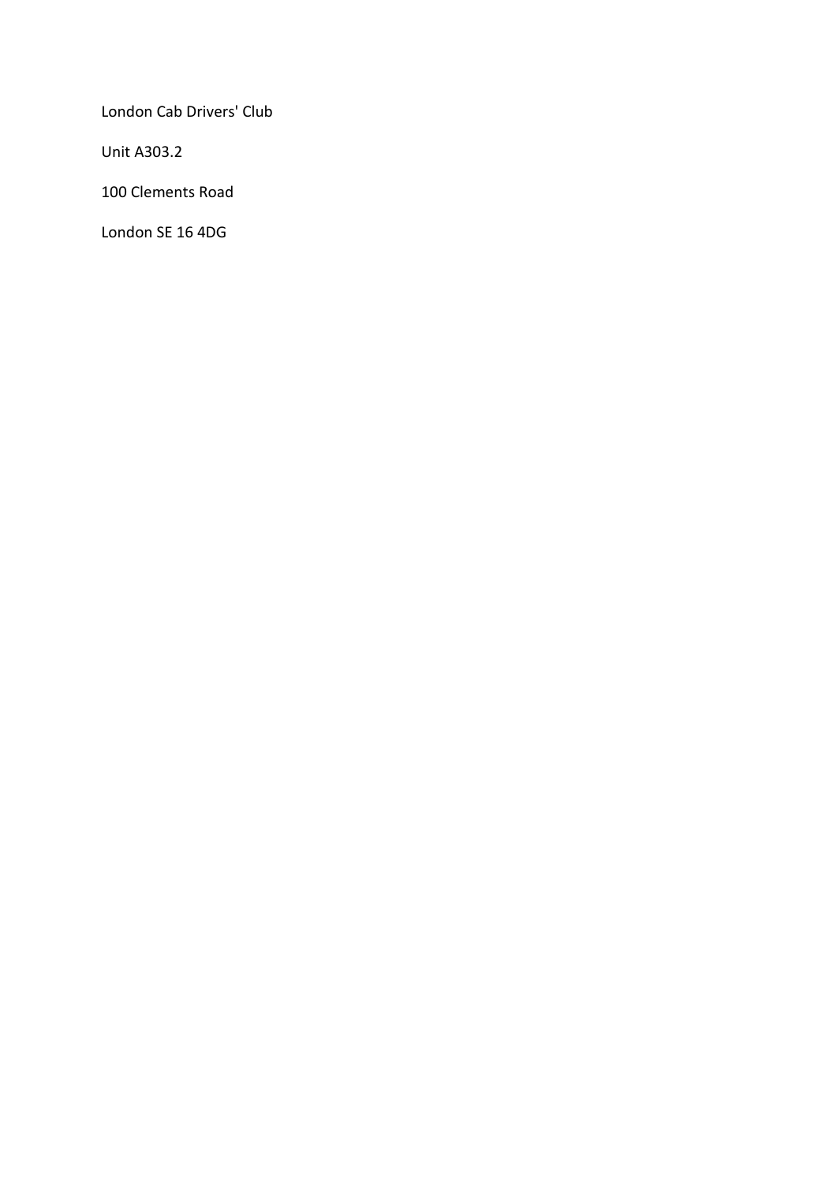London Cab Drivers' Club

Unit A303.2

100 Clements Road

London SE 16 4DG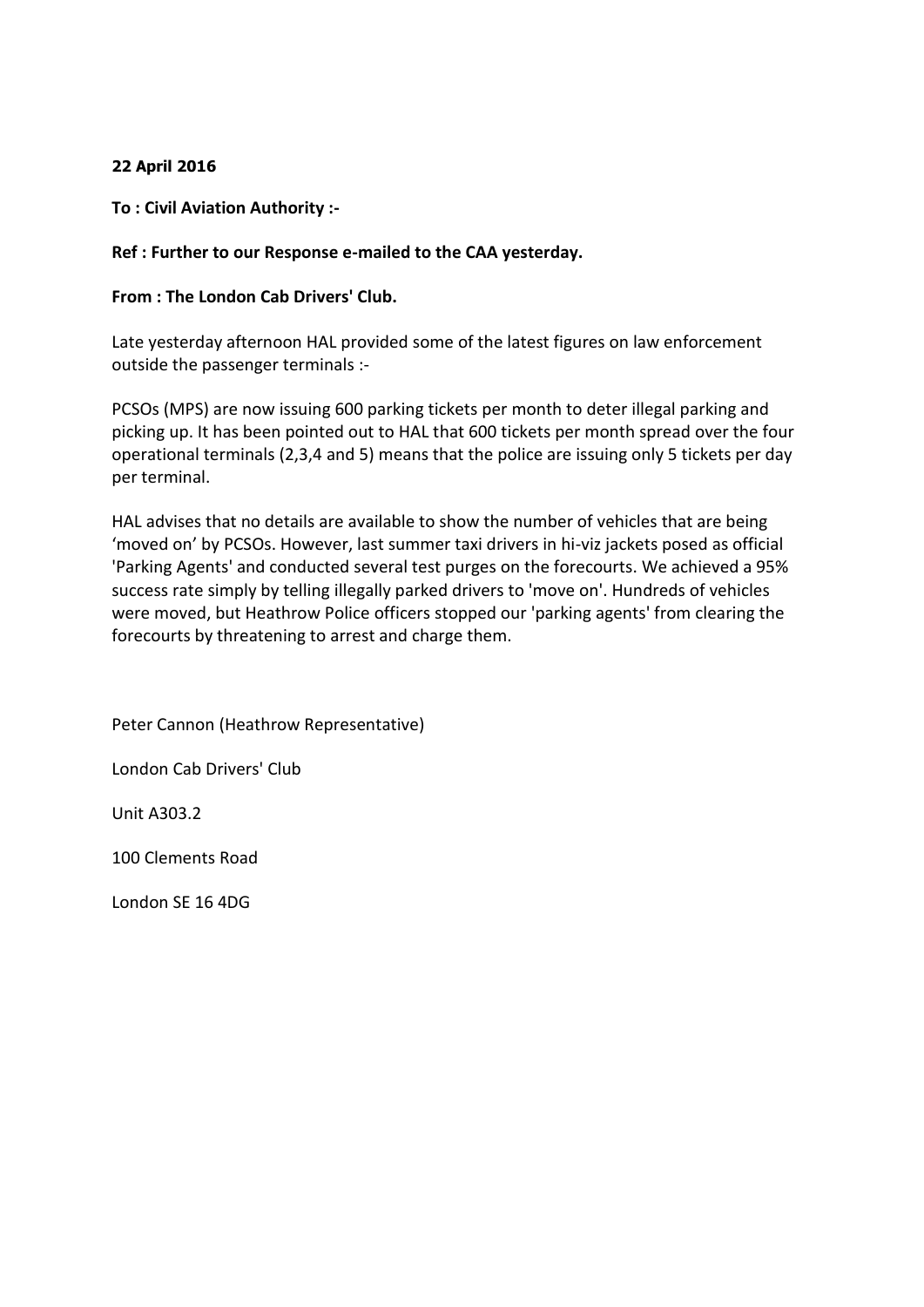**22 April 2016**

**To : Civil Aviation Authority :-**

**Ref : Further to our Response e-mailed to the CAA yesterday.**

**From : The London Cab Drivers' Club.**

Late yesterday afternoon HAL provided some of the latest figures on law enforcement outside the passenger terminals :-

PCSOs (MPS) are now issuing 600 parking tickets per month to deter illegal parking and picking up. It has been pointed out to HAL that 600 tickets per month spread over the four operational terminals (2,3,4 and 5) means that the police are issuing only 5 tickets per day per terminal.

HAL advises that no details are available to show the number of vehicles that are being 'moved on' by PCSOs. However, last summer taxi drivers in hi-viz jackets posed as official 'Parking Agents' and conducted several test purges on the forecourts. We achieved a 95% success rate simply by telling illegally parked drivers to 'move on'. Hundreds of vehicles were moved, but Heathrow Police officers stopped our 'parking agents' from clearing the forecourts by threatening to arrest and charge them.

Peter Cannon (Heathrow Representative)

London Cab Drivers' Club

Unit A303.2

100 Clements Road

London SE 16 4DG